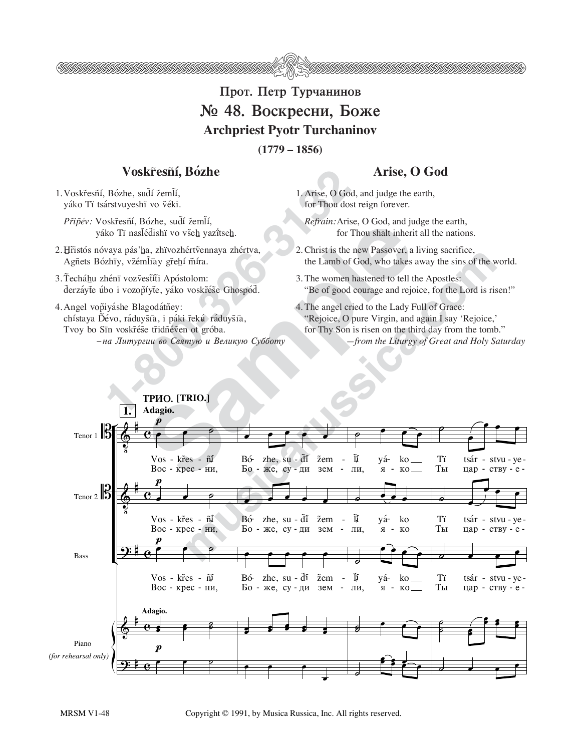# Прот. Петр Турчанинов

# № 48. Воскресни, Боже

## Archpriest Pyotr Turchaninov

**(1779 – 1856)**

### Voskr̃esñí, Bózhe

1. Voskr̃esñí, Bózhe, sud̃í žem̃lí,
   yáko Tï tsárstvuyeshï vo ṽéki.

   *Připẽv:* Voskr̃esñí, Bózhe, sud̃í žem̃lí,
   yáko Tï nasl̃éd̃ishï vo vše̱h yazïtse̱h.

2. H̱ristós nóvaya pás'ẖa, zhïvozhértṽennaya zhértva,
   Agñets Bózhïy, vžém̃l̃ay gr̃eẖí m̃íra.

3. T̃echáẖu zhénï vozṽes̃t̃ti Apóstolom:
   d̃erzáyt̃e úbo i vozop̃íyt̃e, yáko voskr̃éše Ghospód̃.

4. Angel vop̃iyáshe Blagodátñey:
   chístaya D̃évo, ráduyš̃ia, i páki r̃ekú ráduyš̃ia,
   Tvoy bo Sïn voskr̃éše t̃ridñéṽen ot gróba.

*–на Литургии во Святую и Великую Субботу*

### Arise, O God

1. Arise, O God, and judge the earth,
   for Thou dost reign forever.

   *Refrain:* Arise, O God, and judge the earth,
   for Thou shalt inherit all the nations.

2. Christ is the new Passover, a living sacrifice,
   the Lamb of God, who takes away the sins of the world.

3. The women hastened to tell the Apostles:
   "Be of good courage and rejoice, for the Lord is risen!"

4. The angel cried to the Lady Full of Grace:
   "Rejoice, O pure Virgin, and again I say 'Rejoice,'
   for Thy Son is risen on the third day from the tomb."

*—from the Liturgy of Great and Holy Saturday*

ТРИО. [TRIO.] **1.** Adagio.

Copyright © 1991, by Musica Russica, Inc. All rights reserved.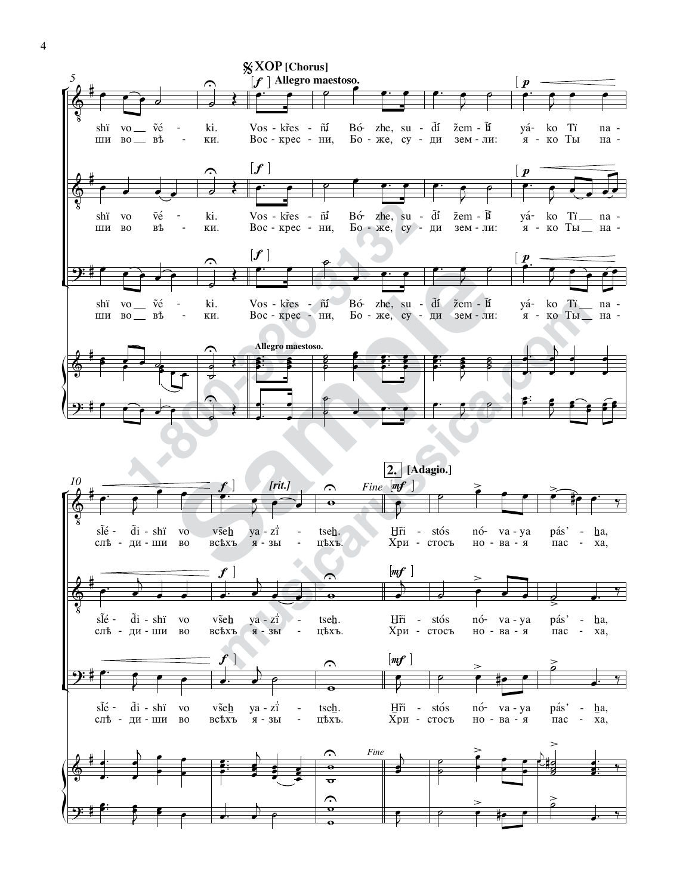𝄋 ХОР [Chorus]

[*f*] **Allegro maestoso.**

shï vo ṽé - ki. Vos - kr̃es - ñí Bó - zhe, su - d̃í žem - l̃í yá - ko Tï na -

ши во вѣ - ки. Вос - крес - ни, Бо - же, су - ди зем - ли: я - ко Ты на -

sl̃é - d̃i - shï vo vše*h* ya - zí - tse*h*.

слѣ - ди - ши во всѣхъ я - зы - цѣхъ.

*Fine*

**2.** **[Adagio.]**

*H*ri - stós nó - va - ya pás' - *h*a,

Хри - стосъ но - ва - я пас - ха,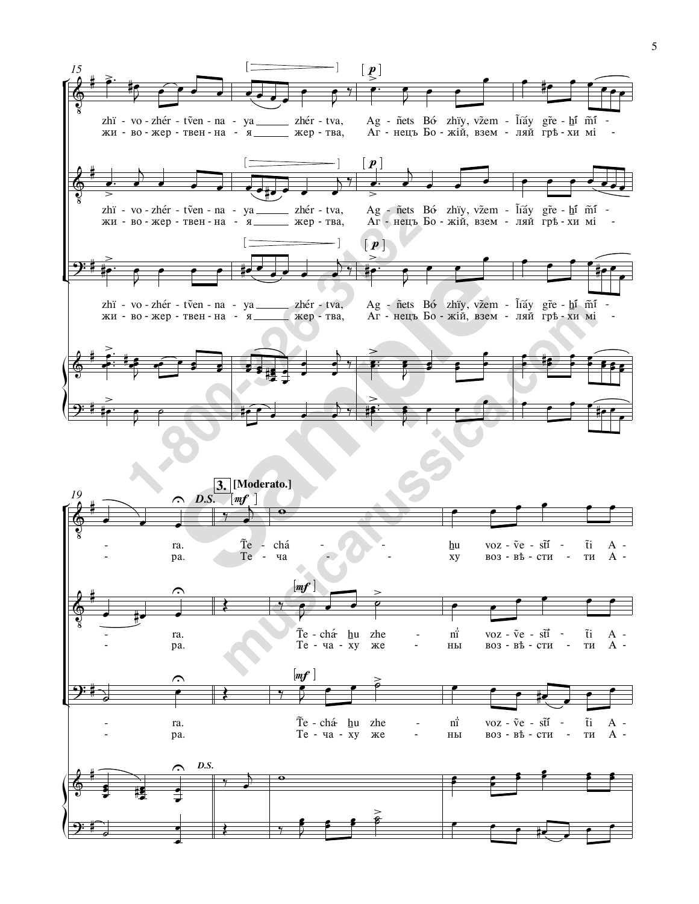15

[p]

zhï - vo - zhér - tṽen - na - ya ______ zhér - tva, Ag - ñets Bó - zhïy, vzem - l̃ĩáy gr̃e - h̃í m̃í -
жи - во - жер - твен - на - я ______ жер - тва, Аг - нецъ Бо - жій, взем - ляй грѣ - хи мі -

zhï - vo - zhér - tṽen - na - ya ______ zhér - tva, Ag - ñets Bó - zhïy, vzem - l̃ĩáy gr̃e - h̃í m̃í -
жи - во - жер - твен - на - я ______ жер - тва, Аг - нецъ Бо - жій, взем - ляй грѣ - хи мі -

zhï - vo - zhér - tṽen - na - ya ______ zhér - tva, Ag - ñets Bó - zhïy, vzem - l̃ĩáy gr̃e - h̃í m̃í -
жи - во - жер - твен - на - я ______ жер - тва, Аг - нецъ Бо - жій, взем - ляй грѣ - хи мі -

19

D.S.

**3.** **[Moderato.]**

[mf]

- ra. T̃e - chá - - h̃u voz - ṽe - s̃tĩ - t̃i A -
- ра. Те - ча - - ху воз - вѣ - сти - ти А -

- ra. T̃e - chá h̃u zhe - nï voz - ṽe - s̃tĩ - t̃i A -
- ра. Те - ча - ху же - ны воз - вѣ - сти - ти А -

- ra. T̃e - chá h̃u zhe - nï voz - ṽe - s̃tĩ - t̃i A -
- ра. Те - ча - ху же - ны воз - вѣ - сти - ти А -

D.S.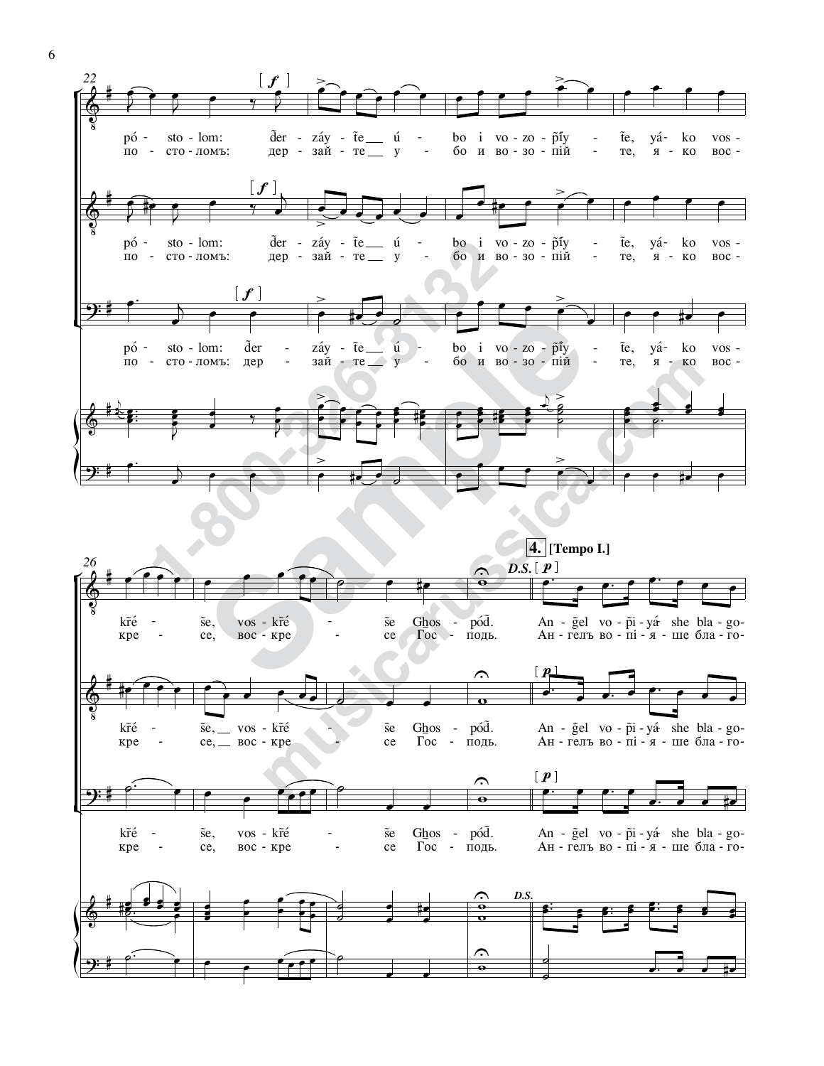póstolom: d̃erzáyte úbo i vozopĩ́yte, yáko vos-
по-сто-ломъ: держайте убо и возопійте, яко вос-

kr̃é-se, voskr̃é-se Gh̃os-pód̃. D.S.
кре-се, воскре-се Гос-подь.

**4. [Tempo I.]**

[p]

Añgel vopĩyá she blago-
Ангелъ вопіяше благо-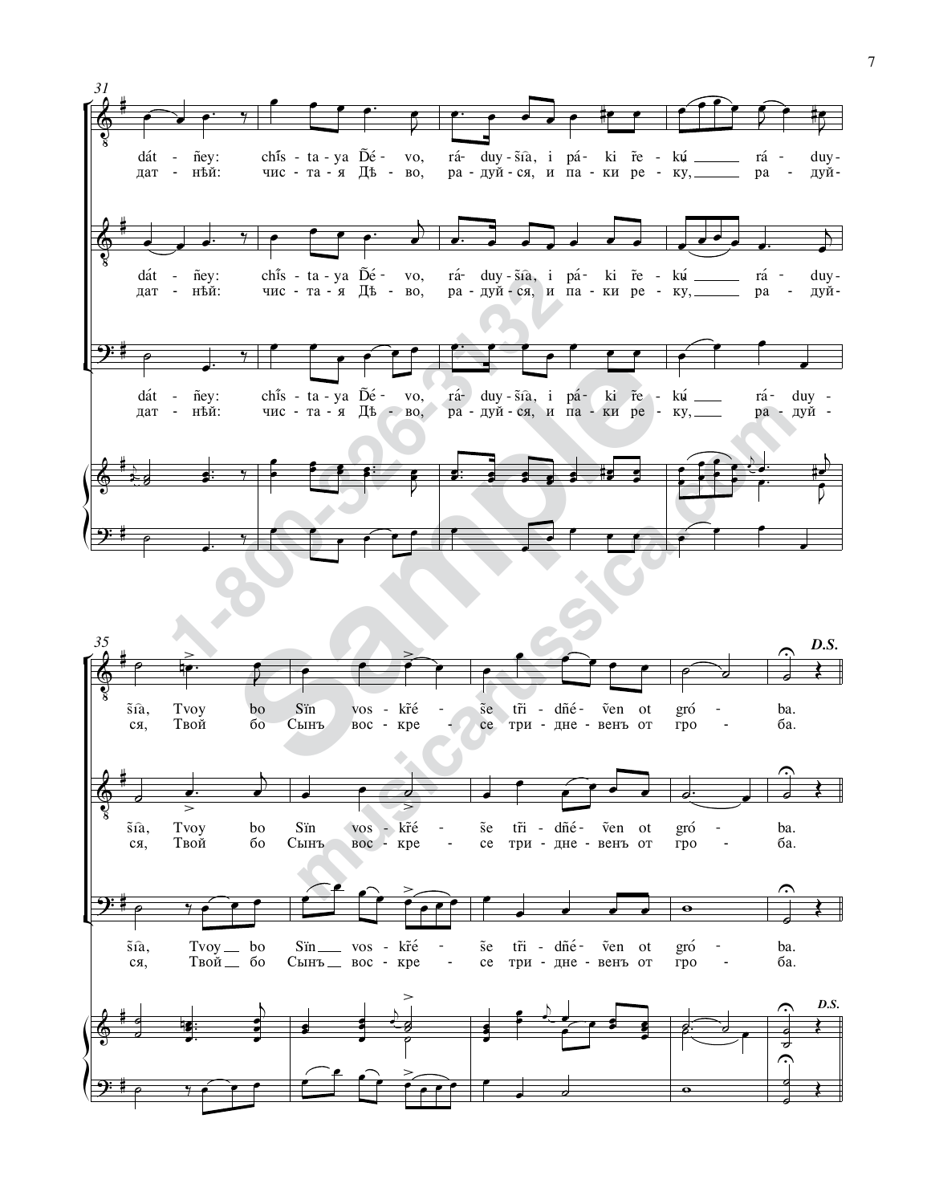31

dát - ñey: chĩs - ta - ya D̃é - vo, rá - duy - s̃ia, i pá - ki r̃e - kú ____ rá - duy-
дат - нѣй: чис - та - я Дѣ - во, ра - дуй - ся, и па - ки ре - ку, ____ ра - дуй-

dát - ñey: chĩs - ta - ya D̃é - vo, rá - duy - s̃ia, i pá - ki r̃e - kú ____ rá - duy-
дат - нѣй: чис - та - я Дѣ - во, ра - дуй - ся, и па - ки ре - ку, ____ ра - дуй-

dát - ñey: chĩs - ta - ya D̃é - vo, rá - duy - s̃ia, i pá - ki r̃e - kú ____ rá - duy -
дат - нѣй: чис - та - я Дѣ - во, ра - дуй - ся, и па - ки ре - ку, ____ ра - дуй -

35

s̃ia, Tvoy bo Sïn vos - kr̃é - še tr̃i - dñ̃é - ṽen ot gró - ba. *D.S.*
ся, Твой бо Сынъ вос - кре - се три - дне - венъ от гро - ба.

s̃ia, Tvoy bo Sïn vos - kr̃é - še tr̃i - dñ̃é - ṽen ot gró - ba.
ся, Твой бо Сынъ вос - кре - се три - дне - венъ от гро - ба.

s̃ia, Tvoy __ bo Sïn __ vos - kr̃é - še tr̃i - dñ̃é - ṽen ot gró - ba.
ся, Твой __ бо Сынъ __ вос - кре - се три - дне - венъ от гро - ба.

*D.S.*